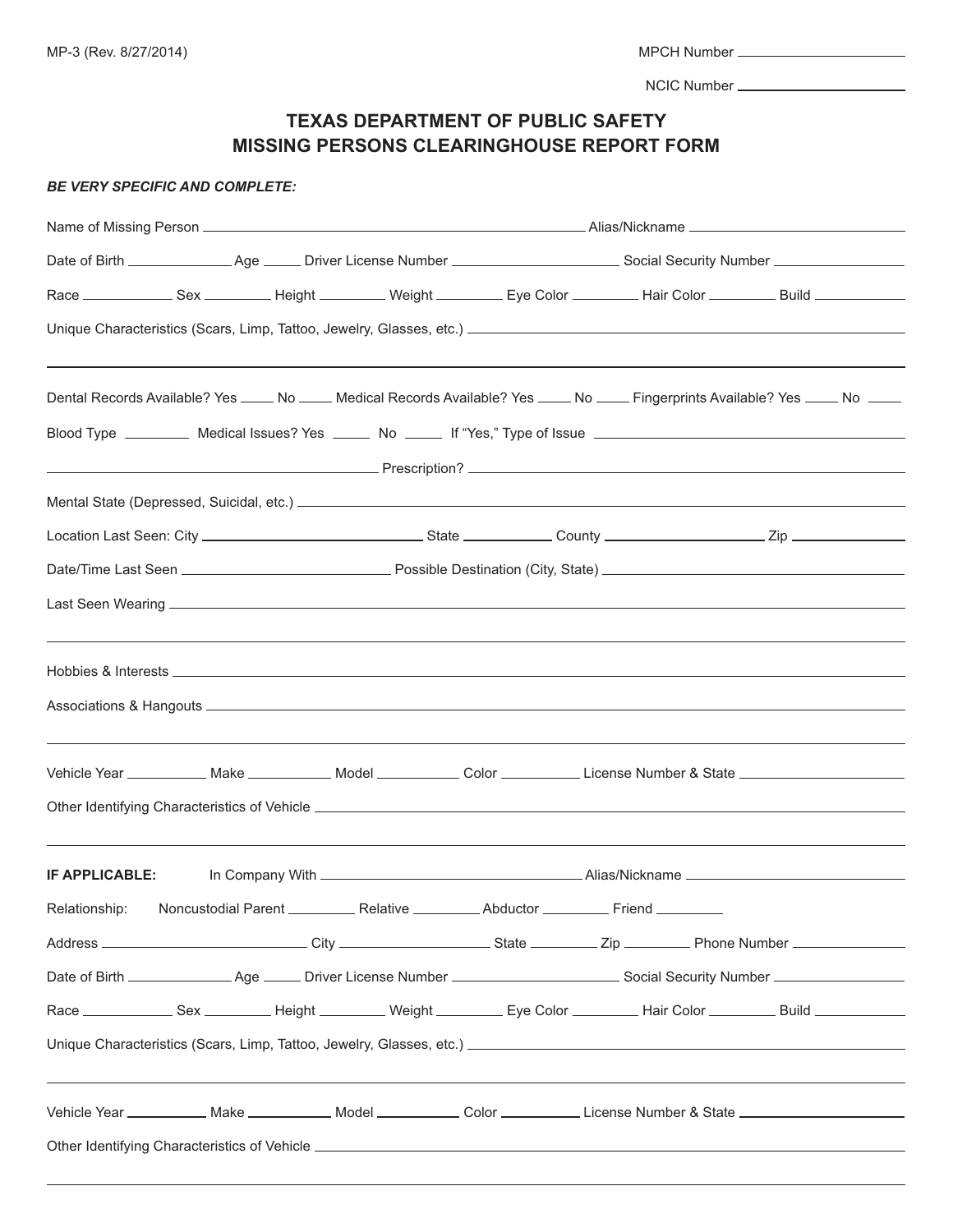MP-3 (Rev. 8/27/2014)

MPCH Number ____________________

NCIC Number ____________________

# TEXAS DEPARTMENT OF PUBLIC SAFETY
# MISSING PERSONS CLEARINGHOUSE REPORT FORM

***BE VERY SPECIFIC AND COMPLETE:***

Name of Missing Person ______________________________ Alias/Nickname ____________________

Date of Birth __________ Age _____ Driver License Number ____________________ Social Security Number ____________________

Race __________ Sex ________ Height ________ Weight ________ Eye Color ________ Hair Color ________ Build ________

Unique Characteristics (Scars, Limp, Tattoo, Jewelry, Glasses, etc.) ______________________________

______________________________________________________________________

Dental Records Available? Yes ____ No ____ Medical Records Available? Yes ____ No ____ Fingerprints Available? Yes ____ No ____

Blood Type ________ Medical Issues? Yes _____ No _____ If "Yes," Type of Issue ______________________________

______________________________ Prescription? ______________________________

Mental State (Depressed, Suicidal, etc.) ______________________________

Location Last Seen: City ____________________ State __________ County ____________________ Zip __________

Date/Time Last Seen ____________________ Possible Destination (City, State) ______________________________

Last Seen Wearing ______________________________

______________________________________________________________________

Hobbies & Interests ______________________________

Associations & Hangouts ______________________________

______________________________________________________________________

Vehicle Year __________ Make __________ Model __________ Color __________ License Number & State ____________________

Other Identifying Characteristics of Vehicle ______________________________

______________________________________________________________________

**IF APPLICABLE:** In Company With ______________________________ Alias/Nickname ____________________

Relationship: Noncustodial Parent ________ Relative ________ Abductor ________ Friend ________

Address ____________________ City ____________________ State ________ Zip ________ Phone Number ____________________

Date of Birth __________ Age _____ Driver License Number ____________________ Social Security Number ____________________

Race __________ Sex ________ Height ________ Weight ________ Eye Color ________ Hair Color ________ Build ________

Unique Characteristics (Scars, Limp, Tattoo, Jewelry, Glasses, etc.) ______________________________

______________________________________________________________________

Vehicle Year __________ Make __________ Model __________ Color __________ License Number & State ____________________

Other Identifying Characteristics of Vehicle ______________________________

______________________________________________________________________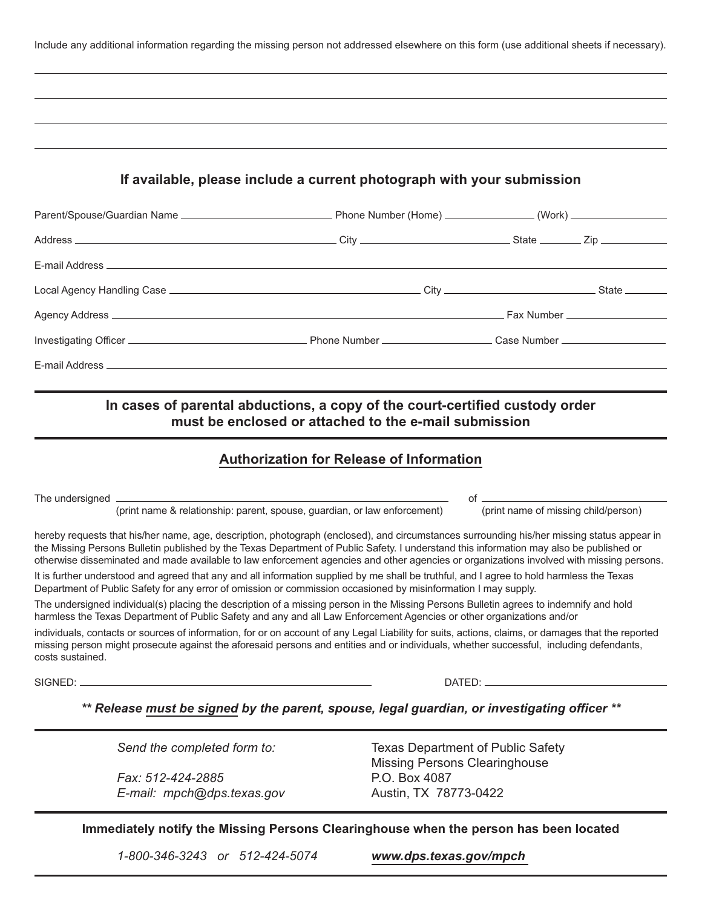Include any additional information regarding the missing person not addressed elsewhere on this form (use additional sheets if necessary).

______________________________________________________________________________

______________________________________________________________________________

______________________________________________________________________________

______________________________________________________________________________

### If available, please include a current photograph with your submission

Parent/Spouse/Guardian Name ______________________ Phone Number (Home) ______________ (Work) ______________

Address ________________________________________ City ______________________ State ________ Zip ____________

E-mail Address ______________________________________________________________________________

Local Agency Handling Case ________________________________________ City ______________________ State ________

Agency Address ____________________________________________________________ Fax Number ________________

Investigating Officer ______________________________ Phone Number ________________ Case Number ________________

E-mail Address ______________________________________________________________________________

---

**In cases of parental abductions, a copy of the court-certified custody order must be enclosed or attached to the e-mail submission**

---

## Authorization for Release of Information

The undersigned ____________________________________________________________ of ______________________________
(print name & relationship: parent, spouse, guardian, or law enforcement) (print name of missing child/person)

hereby requests that his/her name, age, description, photograph (enclosed), and circumstances surrounding his/her missing status appear in the Missing Persons Bulletin published by the Texas Department of Public Safety. I understand this information may also be published or otherwise disseminated and made available to law enforcement agencies and other agencies or organizations involved with missing persons.

It is further understood and agreed that any and all information supplied by me shall be truthful, and I agree to hold harmless the Texas Department of Public Safety for any error of omission or commission occasioned by misinformation I may supply.

The undersigned individual(s) placing the description of a missing person in the Missing Persons Bulletin agrees to indemnify and hold harmless the Texas Department of Public Safety and any and all Law Enforcement Agencies or other organizations and/or individuals, contacts or sources of information, for or on account of any Legal Liability for suits, actions, claims, or damages that the reported missing person might prosecute against the aforesaid persons and entities and or individuals, whether successful, including defendants, costs sustained.

SIGNED: ____________________________________________ DATED: ______________________________

***\*\* Release must be signed by the parent, spouse, legal guardian, or investigating officer \*\****

---

*Send the completed form to:*

*Fax: 512-424-2885*
*E-mail: mpch@dps.texas.gov*

Texas Department of Public Safety
Missing Persons Clearinghouse
P.O. Box 4087
Austin, TX 78773-0422

---

**Immediately notify the Missing Persons Clearinghouse when the person has been located**

*1-800-346-3243 or 512-424-5074* ***www.dps.texas.gov/mpch***